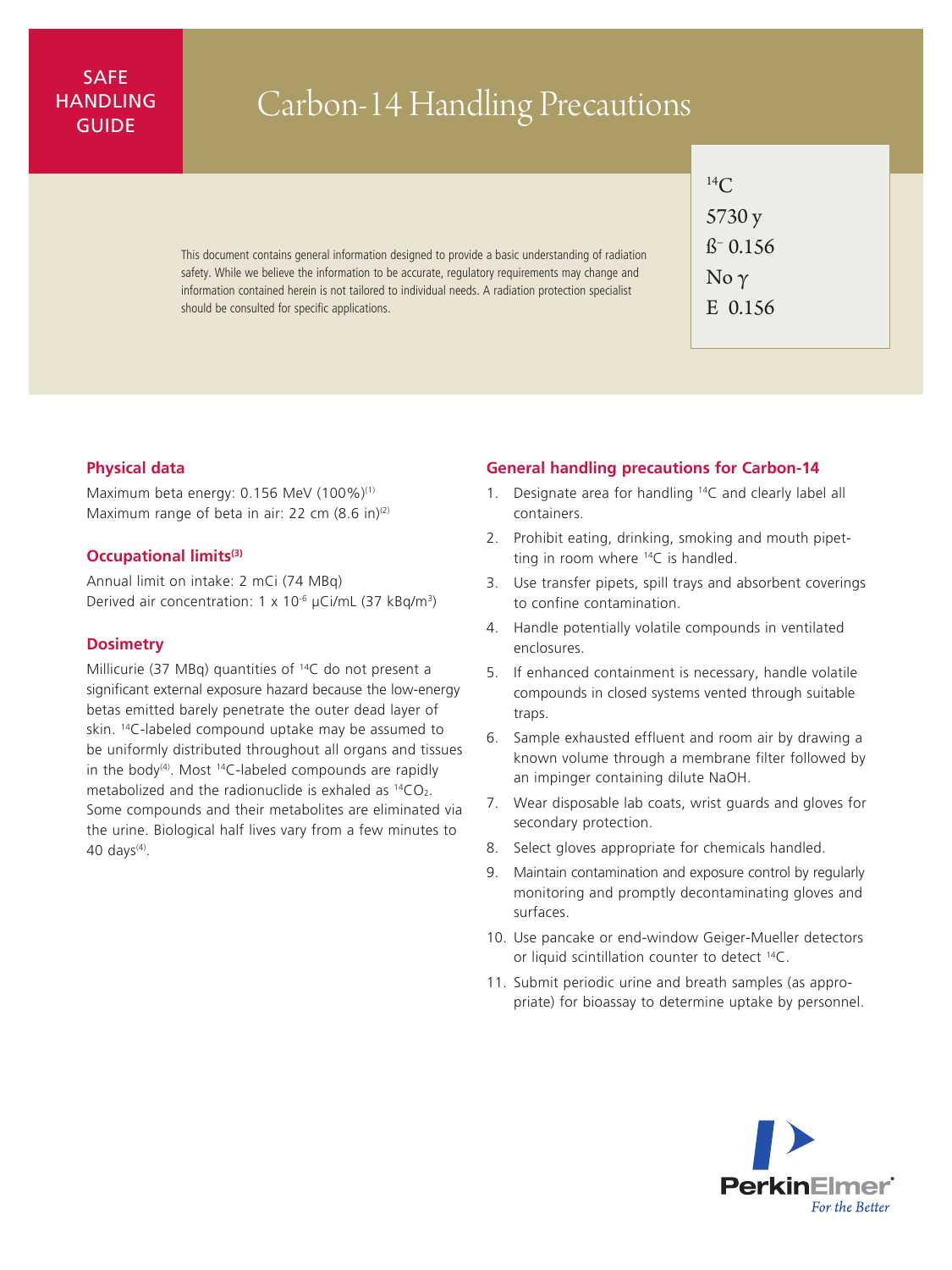SAFE HANDLING GUIDE

# Carbon-14 Handling Precautions

$^{14}C$
5730 y
ß⁻ 0.156
No γ
E 0.156

This document contains general information designed to provide a basic understanding of radiation safety. While we believe the information to be accurate, regulatory requirements may change and information contained herein is not tailored to individual needs. A radiation protection specialist should be consulted for specific applications.

## Physical data

Maximum beta energy: 0.156 MeV (100%)[1]
Maximum range of beta in air: 22 cm (8.6 in)[2]

## Occupational limits[3]

Annual limit on intake: 2 mCi (74 MBq)
Derived air concentration: 1 x $10^{-6}$ µCi/mL (37 kBq/$m^3$)

## Dosimetry

Millicurie (37 MBq) quantities of $^{14}C$ do not present a significant external exposure hazard because the low-energy betas emitted barely penetrate the outer dead layer of skin. $^{14}C$-labeled compound uptake may be assumed to be uniformly distributed throughout all organs and tissues in the body[4]. Most $^{14}C$-labeled compounds are rapidly metabolized and the radionuclide is exhaled as $^{14}CO_2$. Some compounds and their metabolites are eliminated via the urine. Biological half lives vary from a few minutes to 40 days[4].

## General handling precautions for Carbon-14

1. Designate area for handling $^{14}C$ and clearly label all containers.
2. Prohibit eating, drinking, smoking and mouth pipetting in room where $^{14}C$ is handled.
3. Use transfer pipets, spill trays and absorbent coverings to confine contamination.
4. Handle potentially volatile compounds in ventilated enclosures.
5. If enhanced containment is necessary, handle volatile compounds in closed systems vented through suitable traps.
6. Sample exhausted effluent and room air by drawing a known volume through a membrane filter followed by an impinger containing dilute NaOH.
7. Wear disposable lab coats, wrist guards and gloves for secondary protection.
8. Select gloves appropriate for chemicals handled.
9. Maintain contamination and exposure control by regularly monitoring and promptly decontaminating gloves and surfaces.
10. Use pancake or end-window Geiger-Mueller detectors or liquid scintillation counter to detect $^{14}C$.
11. Submit periodic urine and breath samples (as appropriate) for bioassay to determine uptake by personnel.

PerkinElmer
*For the Better*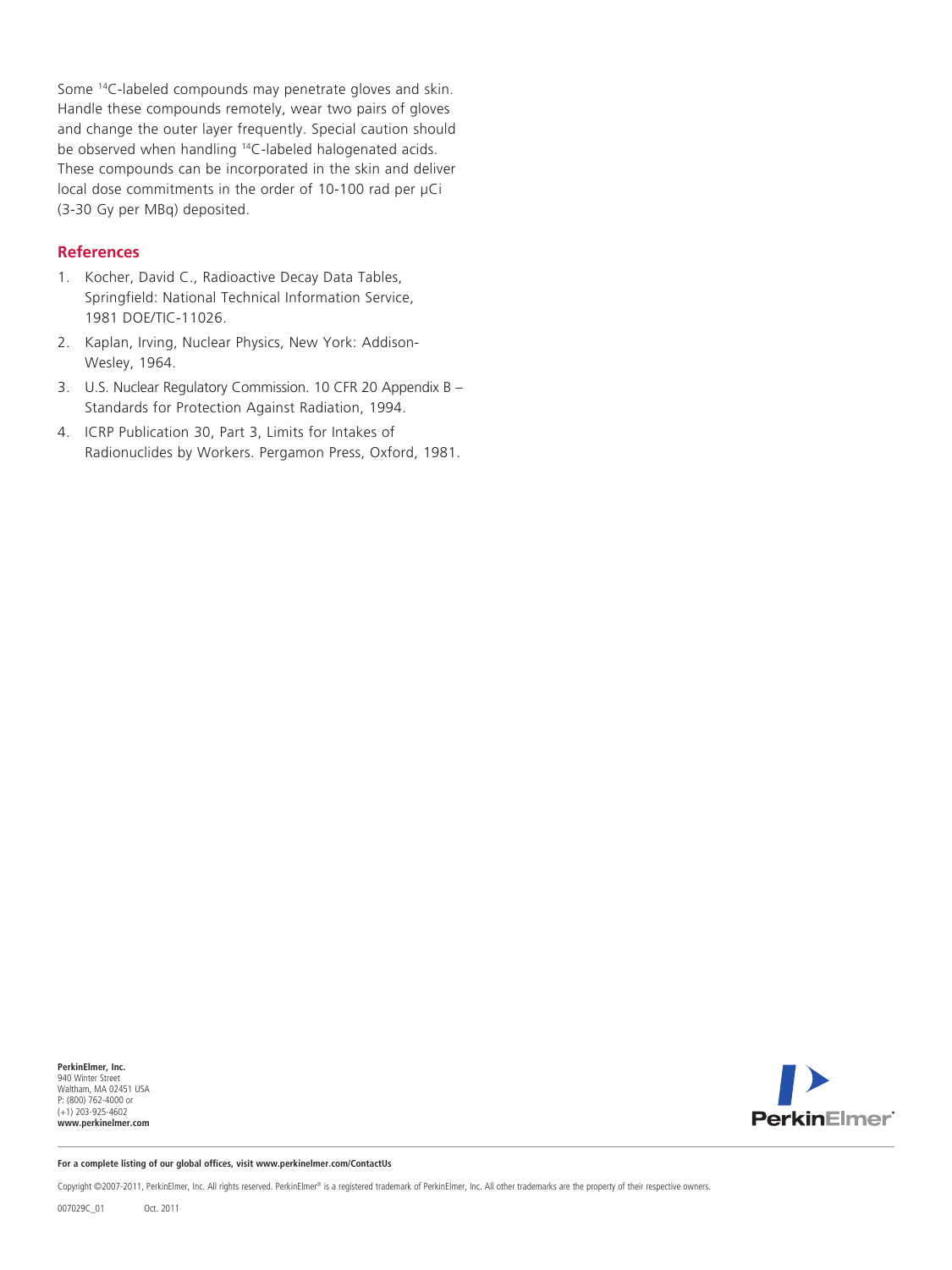Some $^{14}C$-labeled compounds may penetrate gloves and skin. Handle these compounds remotely, wear two pairs of gloves and change the outer layer frequently. Special caution should be observed when handling $^{14}C$-labeled halogenated acids. These compounds can be incorporated in the skin and deliver local dose commitments in the order of 10-100 rad per µCi (3-30 Gy per MBq) deposited.

## References

1. Kocher, David C., Radioactive Decay Data Tables, Springfield: National Technical Information Service, 1981 DOE/TIC-11026.
2. Kaplan, Irving, Nuclear Physics, New York: Addison-Wesley, 1964.
3. U.S. Nuclear Regulatory Commission. 10 CFR 20 Appendix B – Standards for Protection Against Radiation, 1994.
4. ICRP Publication 30, Part 3, Limits for Intakes of Radionuclides by Workers. Pergamon Press, Oxford, 1981.

**PerkinElmer, Inc.**
940 Winter Street
Waltham, MA 02451 USA
P: (800) 762-4000 or
(+1) 203-925-4602
**www.perkinelmer.com**

**For a complete listing of our global offices, visit www.perkinelmer.com/ContactUs**

Copyright ©2007-2011, PerkinElmer, Inc. All rights reserved. PerkinElmer® is a registered trademark of PerkinElmer, Inc. All other trademarks are the property of their respective owners.

007029C_01 Oct. 2011